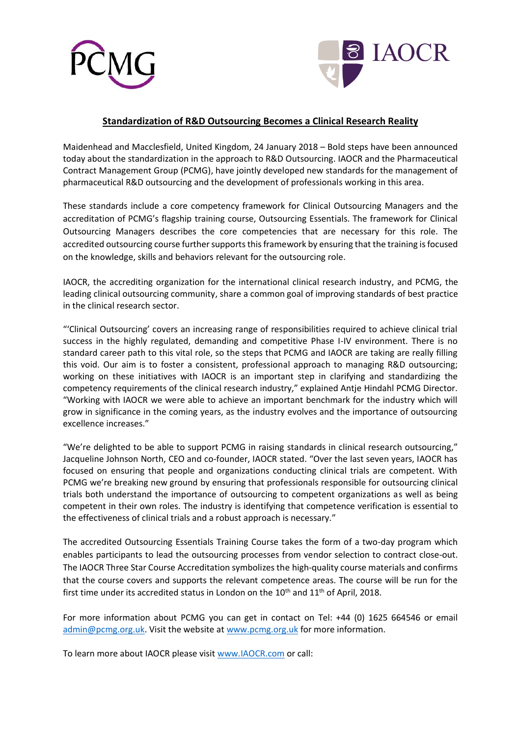PCMG

IAOCR

## Standardization of R&D Outsourcing Becomes a Clinical Research Reality

Maidenhead and Macclesfield, United Kingdom, 24 January 2018 – Bold steps have been announced today about the standardization in the approach to R&D Outsourcing. IAOCR and the Pharmaceutical Contract Management Group (PCMG), have jointly developed new standards for the management of pharmaceutical R&D outsourcing and the development of professionals working in this area.

These standards include a core competency framework for Clinical Outsourcing Managers and the accreditation of PCMG's flagship training course, Outsourcing Essentials. The framework for Clinical Outsourcing Managers describes the core competencies that are necessary for this role. The accredited outsourcing course further supports this framework by ensuring that the training is focused on the knowledge, skills and behaviors relevant for the outsourcing role.

IAOCR, the accrediting organization for the international clinical research industry, and PCMG, the leading clinical outsourcing community, share a common goal of improving standards of best practice in the clinical research sector.

"'Clinical Outsourcing' covers an increasing range of responsibilities required to achieve clinical trial success in the highly regulated, demanding and competitive Phase I-IV environment. There is no standard career path to this vital role, so the steps that PCMG and IAOCR are taking are really filling this void. Our aim is to foster a consistent, professional approach to managing R&D outsourcing; working on these initiatives with IAOCR is an important step in clarifying and standardizing the competency requirements of the clinical research industry," explained Antje Hindahl PCMG Director. "Working with IAOCR we were able to achieve an important benchmark for the industry which will grow in significance in the coming years, as the industry evolves and the importance of outsourcing excellence increases."

"We're delighted to be able to support PCMG in raising standards in clinical research outsourcing," Jacqueline Johnson North, CEO and co-founder, IAOCR stated. "Over the last seven years, IAOCR has focused on ensuring that people and organizations conducting clinical trials are competent. With PCMG we're breaking new ground by ensuring that professionals responsible for outsourcing clinical trials both understand the importance of outsourcing to competent organizations as well as being competent in their own roles. The industry is identifying that competence verification is essential to the effectiveness of clinical trials and a robust approach is necessary."

The accredited Outsourcing Essentials Training Course takes the form of a two-day program which enables participants to lead the outsourcing processes from vendor selection to contract close-out. The IAOCR Three Star Course Accreditation symbolizes the high-quality course materials and confirms that the course covers and supports the relevant competence areas. The course will be run for the first time under its accredited status in London on the 10th and 11th of April, 2018.

For more information about PCMG you can get in contact on Tel: +44 (0) 1625 664546 or email admin@pcmg.org.uk. Visit the website at www.pcmg.org.uk for more information.

To learn more about IAOCR please visit www.IAOCR.com or call: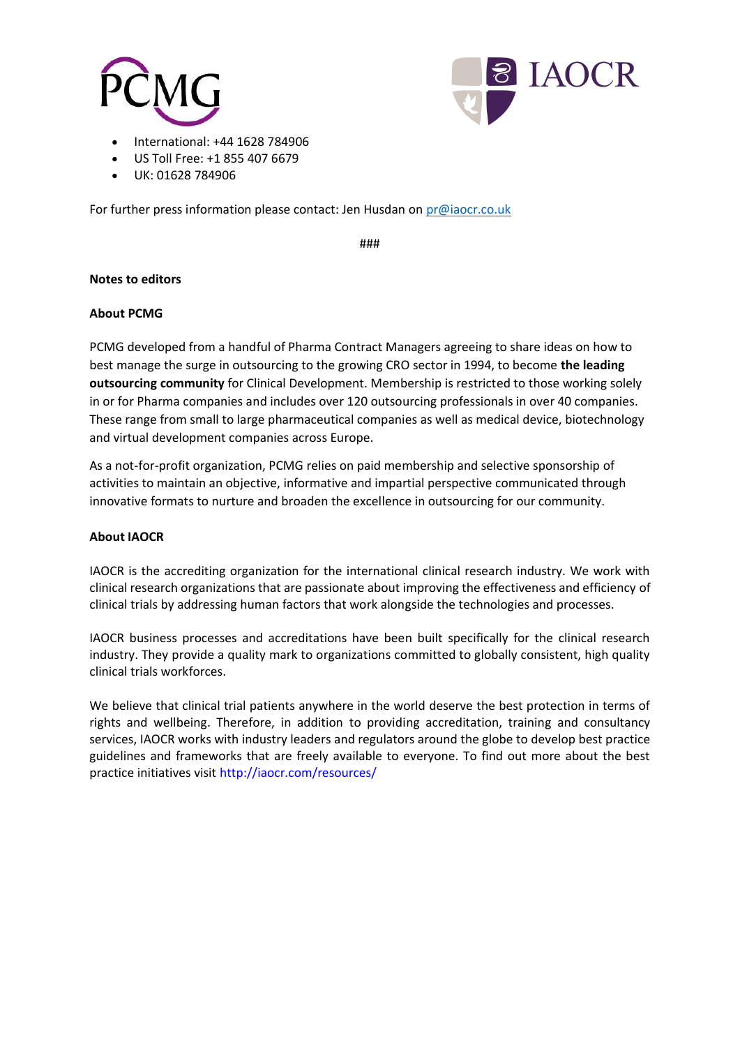- International: +44 1628 784906
- US Toll Free: +1 855 407 6679
- UK: 01628 784906

For further press information please contact: Jen Husdan on pr@iaocr.co.uk

###

**Notes to editors**

**About PCMG**

PCMG developed from a handful of Pharma Contract Managers agreeing to share ideas on how to best manage the surge in outsourcing to the growing CRO sector in 1994, to become **the leading outsourcing community** for Clinical Development. Membership is restricted to those working solely in or for Pharma companies and includes over 120 outsourcing professionals in over 40 companies. These range from small to large pharmaceutical companies as well as medical device, biotechnology and virtual development companies across Europe.

As a not-for-profit organization, PCMG relies on paid membership and selective sponsorship of activities to maintain an objective, informative and impartial perspective communicated through innovative formats to nurture and broaden the excellence in outsourcing for our community.

**About IAOCR**

IAOCR is the accrediting organization for the international clinical research industry. We work with clinical research organizations that are passionate about improving the effectiveness and efficiency of clinical trials by addressing human factors that work alongside the technologies and processes.

IAOCR business processes and accreditations have been built specifically for the clinical research industry. They provide a quality mark to organizations committed to globally consistent, high quality clinical trials workforces.

We believe that clinical trial patients anywhere in the world deserve the best protection in terms of rights and wellbeing. Therefore, in addition to providing accreditation, training and consultancy services, IAOCR works with industry leaders and regulators around the globe to develop best practice guidelines and frameworks that are freely available to everyone. To find out more about the best practice initiatives visit http://iaocr.com/resources/